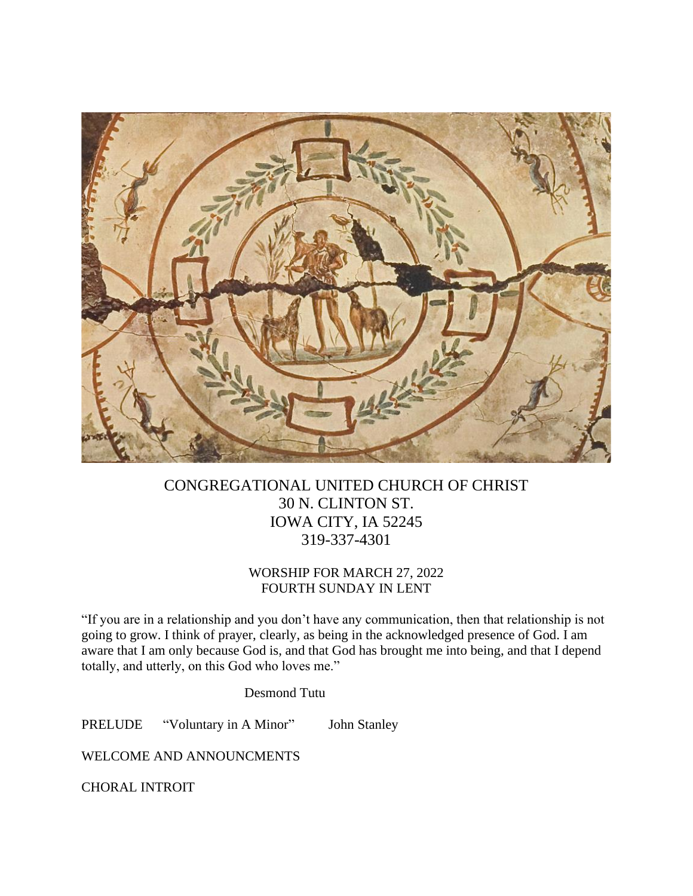CONGREGATIONAL UNITED CHURCH OF CHRIST
30 N. CLINTON ST.
IOWA CITY, IA 52245
319-337-4301

WORSHIP FOR MARCH 27, 2022
FOURTH SUNDAY IN LENT

"If you are in a relationship and you don't have any communication, then that relationship is not going to grow. I think of prayer, clearly, as being in the acknowledged presence of God. I am aware that I am only because God is, and that God has brought me into being, and that I depend totally, and utterly, on this God who loves me."

Desmond Tutu

PRELUDE "Voluntary in A Minor" John Stanley

WELCOME AND ANNOUNCMENTS

CHORAL INTROIT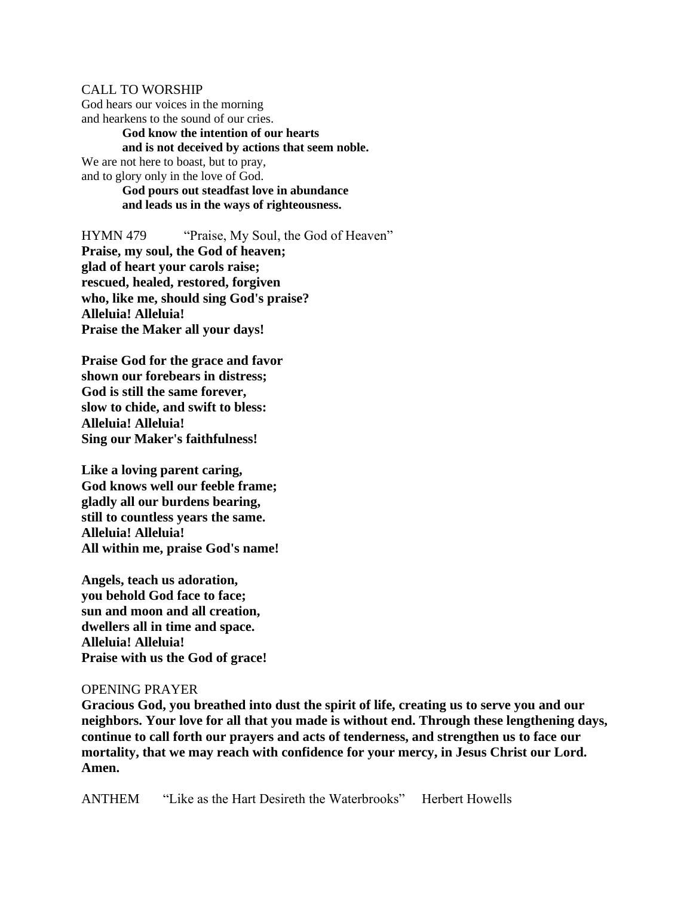CALL TO WORSHIP

God hears our voices in the morning
and hearkens to the sound of our cries.

> **God know the intention of our hearts**
> **and is not deceived by actions that seem noble.**

We are not here to boast, but to pray,
and to glory only in the love of God.

> **God pours out steadfast love in abundance**
> **and leads us in the ways of righteousness.**

HYMN 479 "Praise, My Soul, the God of Heaven"

**Praise, my soul, the God of heaven;**
**glad of heart your carols raise;**
**rescued, healed, restored, forgiven**
**who, like me, should sing God's praise?**
**Alleluia! Alleluia!**
**Praise the Maker all your days!**

**Praise God for the grace and favor**
**shown our forebears in distress;**
**God is still the same forever,**
**slow to chide, and swift to bless:**
**Alleluia! Alleluia!**
**Sing our Maker's faithfulness!**

**Like a loving parent caring,**
**God knows well our feeble frame;**
**gladly all our burdens bearing,**
**still to countless years the same.**
**Alleluia! Alleluia!**
**All within me, praise God's name!**

**Angels, teach us adoration,**
**you behold God face to face;**
**sun and moon and all creation,**
**dwellers all in time and space.**
**Alleluia! Alleluia!**
**Praise with us the God of grace!**

OPENING PRAYER

**Gracious God, you breathed into dust the spirit of life, creating us to serve you and our neighbors. Your love for all that you made is without end. Through these lengthening days, continue to call forth our prayers and acts of tenderness, and strengthen us to face our mortality, that we may reach with confidence for your mercy, in Jesus Christ our Lord. Amen.**

ANTHEM "Like as the Hart Desireth the Waterbrooks" Herbert Howells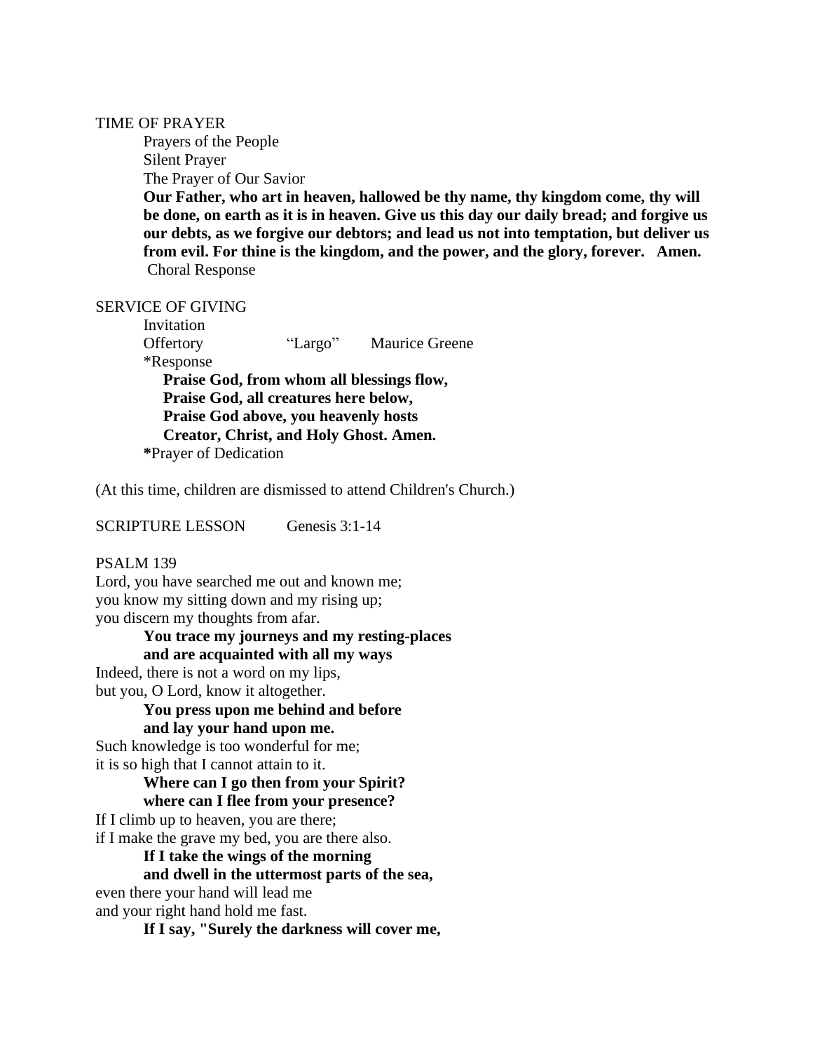TIME OF PRAYER

Prayers of the People

Silent Prayer

The Prayer of Our Savior

**Our Father, who art in heaven, hallowed be thy name, thy kingdom come, thy will be done, on earth as it is in heaven. Give us this day our daily bread; and forgive us our debts, as we forgive our debtors; and lead us not into temptation, but deliver us from evil. For thine is the kingdom, and the power, and the glory, forever. Amen.**

Choral Response

SERVICE OF GIVING

Invitation

Offertory "Largo" Maurice Greene

*Response

**Praise God, from whom all blessings flow,**
**Praise God, all creatures here below,**
**Praise God above, you heavenly hosts**
**Creator, Christ, and Holy Ghost. Amen.**

**\***Prayer of Dedication

(At this time, children are dismissed to attend Children's Church.)

SCRIPTURE LESSON Genesis 3:1-14

PSALM 139

Lord, you have searched me out and known me;
you know my sitting down and my rising up;
you discern my thoughts from afar.

**You trace my journeys and my resting-places**
**and are acquainted with all my ways**

Indeed, there is not a word on my lips,
but you, O Lord, know it altogether.

**You press upon me behind and before**
**and lay your hand upon me.**

Such knowledge is too wonderful for me;
it is so high that I cannot attain to it.

**Where can I go then from your Spirit?**
**where can I flee from your presence?**

If I climb up to heaven, you are there;
if I make the grave my bed, you are there also.

**If I take the wings of the morning**
**and dwell in the uttermost parts of the sea,**

even there your hand will lead me
and your right hand hold me fast.

**If I say, "Surely the darkness will cover me,**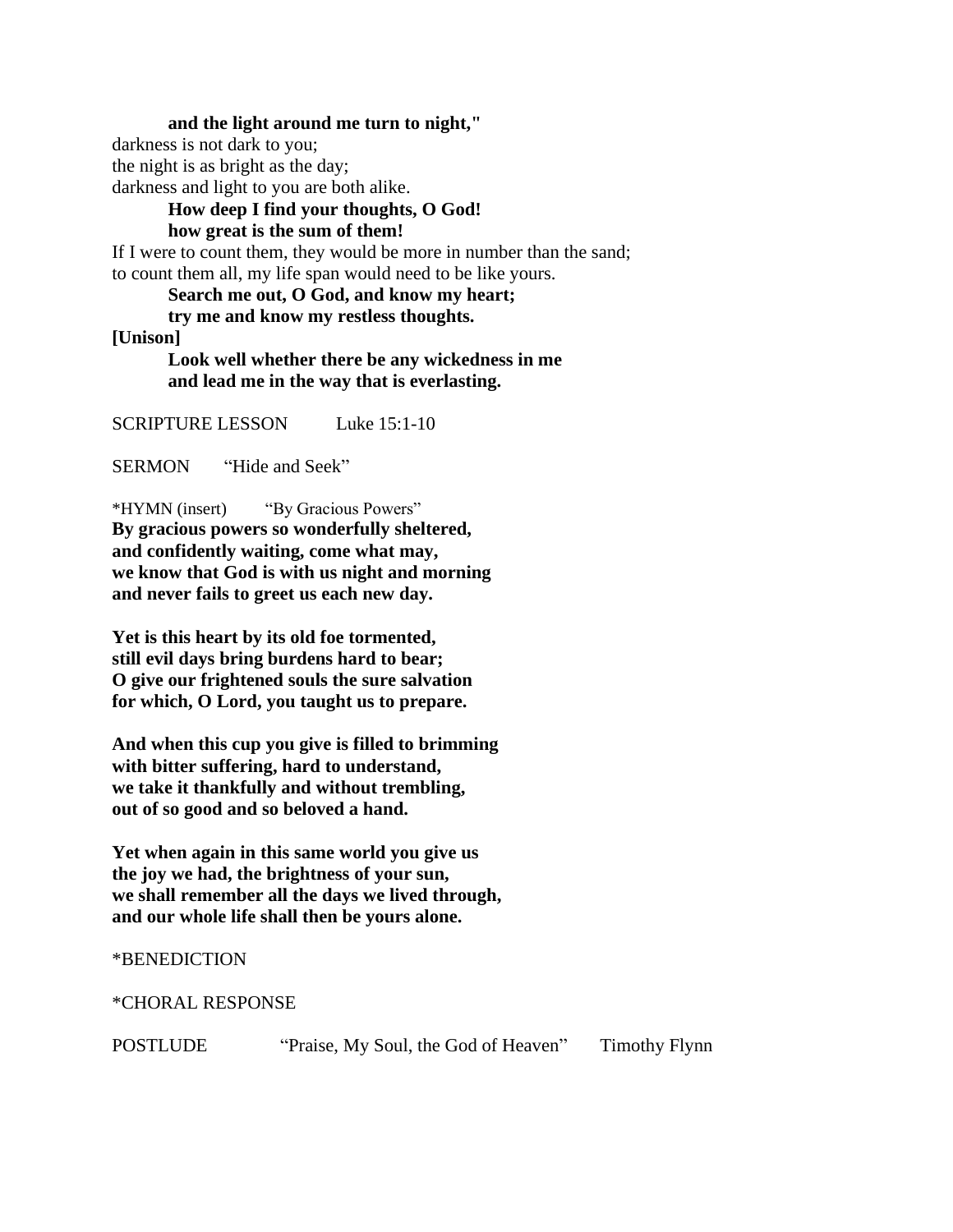**and the light around me turn to night,"**
darkness is not dark to you;
the night is as bright as the day;
darkness and light to you are both alike.
**How deep I find your thoughts, O God!**
**how great is the sum of them!**
If I were to count them, they would be more in number than the sand;
to count them all, my life span would need to be like yours.
**Search me out, O God, and know my heart;**
**try me and know my restless thoughts.**
**[Unison]**
**Look well whether there be any wickedness in me**
**and lead me in the way that is everlasting.**

SCRIPTURE LESSON Luke 15:1-10

SERMON "Hide and Seek"

*HYMN (insert) "By Gracious Powers"
**By gracious powers so wonderfully sheltered,**
**and confidently waiting, come what may,**
**we know that God is with us night and morning**
**and never fails to greet us each new day.**

**Yet is this heart by its old foe tormented,**
**still evil days bring burdens hard to bear;**
**O give our frightened souls the sure salvation**
**for which, O Lord, you taught us to prepare.**

**And when this cup you give is filled to brimming**
**with bitter suffering, hard to understand,**
**we take it thankfully and without trembling,**
**out of so good and so beloved a hand.**

**Yet when again in this same world you give us**
**the joy we had, the brightness of your sun,**
**we shall remember all the days we lived through,**
**and our whole life shall then be yours alone.**

*BENEDICTION

*CHORAL RESPONSE

POSTLUDE "Praise, My Soul, the God of Heaven" Timothy Flynn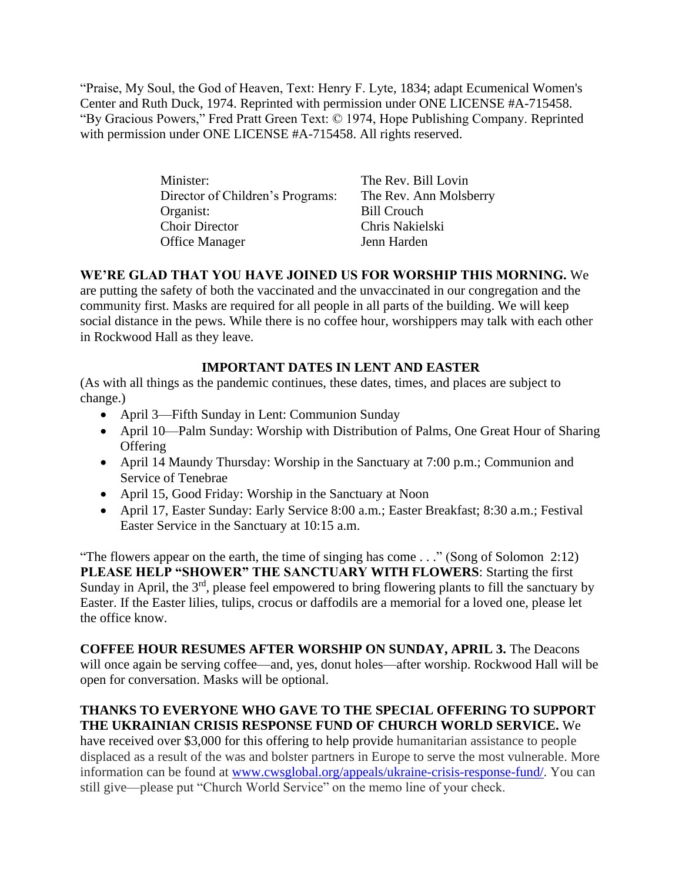"Praise, My Soul, the God of Heaven, Text: Henry F. Lyte, 1834; adapt Ecumenical Women's Center and Ruth Duck, 1974. Reprinted with permission under ONE LICENSE #A-715458. "By Gracious Powers," Fred Pratt Green Text: © 1974, Hope Publishing Company. Reprinted with permission under ONE LICENSE #A-715458. All rights reserved.

| | |
|---|---|
| Minister: | The Rev. Bill Lovin |
| Director of Children's Programs: | The Rev. Ann Molsberry |
| Organist: | Bill Crouch |
| Choir Director | Chris Nakielski |
| Office Manager | Jenn Harden |

**WE'RE GLAD THAT YOU HAVE JOINED US FOR WORSHIP THIS MORNING.** We are putting the safety of both the vaccinated and the unvaccinated in our congregation and the community first. Masks are required for all people in all parts of the building. We will keep social distance in the pews. While there is no coffee hour, worshippers may talk with each other in Rockwood Hall as they leave.

**IMPORTANT DATES IN LENT AND EASTER**

(As with all things as the pandemic continues, these dates, times, and places are subject to change.)

- April 3—Fifth Sunday in Lent: Communion Sunday
- April 10—Palm Sunday: Worship with Distribution of Palms, One Great Hour of Sharing Offering
- April 14 Maundy Thursday: Worship in the Sanctuary at 7:00 p.m.; Communion and Service of Tenebrae
- April 15, Good Friday: Worship in the Sanctuary at Noon
- April 17, Easter Sunday: Early Service 8:00 a.m.; Easter Breakfast; 8:30 a.m.; Festival Easter Service in the Sanctuary at 10:15 a.m.

"The flowers appear on the earth, the time of singing has come . . ." (Song of Solomon 2:12) **PLEASE HELP "SHOWER" THE SANCTUARY WITH FLOWERS**: Starting the first Sunday in April, the 3rd, please feel empowered to bring flowering plants to fill the sanctuary by Easter. If the Easter lilies, tulips, crocus or daffodils are a memorial for a loved one, please let the office know.

**COFFEE HOUR RESUMES AFTER WORSHIP ON SUNDAY, APRIL 3.** The Deacons will once again be serving coffee—and, yes, donut holes—after worship. Rockwood Hall will be open for conversation. Masks will be optional.

**THANKS TO EVERYONE WHO GAVE TO THE SPECIAL OFFERING TO SUPPORT THE UKRAINIAN CRISIS RESPONSE FUND OF CHURCH WORLD SERVICE.** We have received over $3,000 for this offering to help provide humanitarian assistance to people displaced as a result of the was and bolster partners in Europe to serve the most vulnerable. More information can be found at www.cwsglobal.org/appeals/ukraine-crisis-response-fund/. You can still give—please put "Church World Service" on the memo line of your check.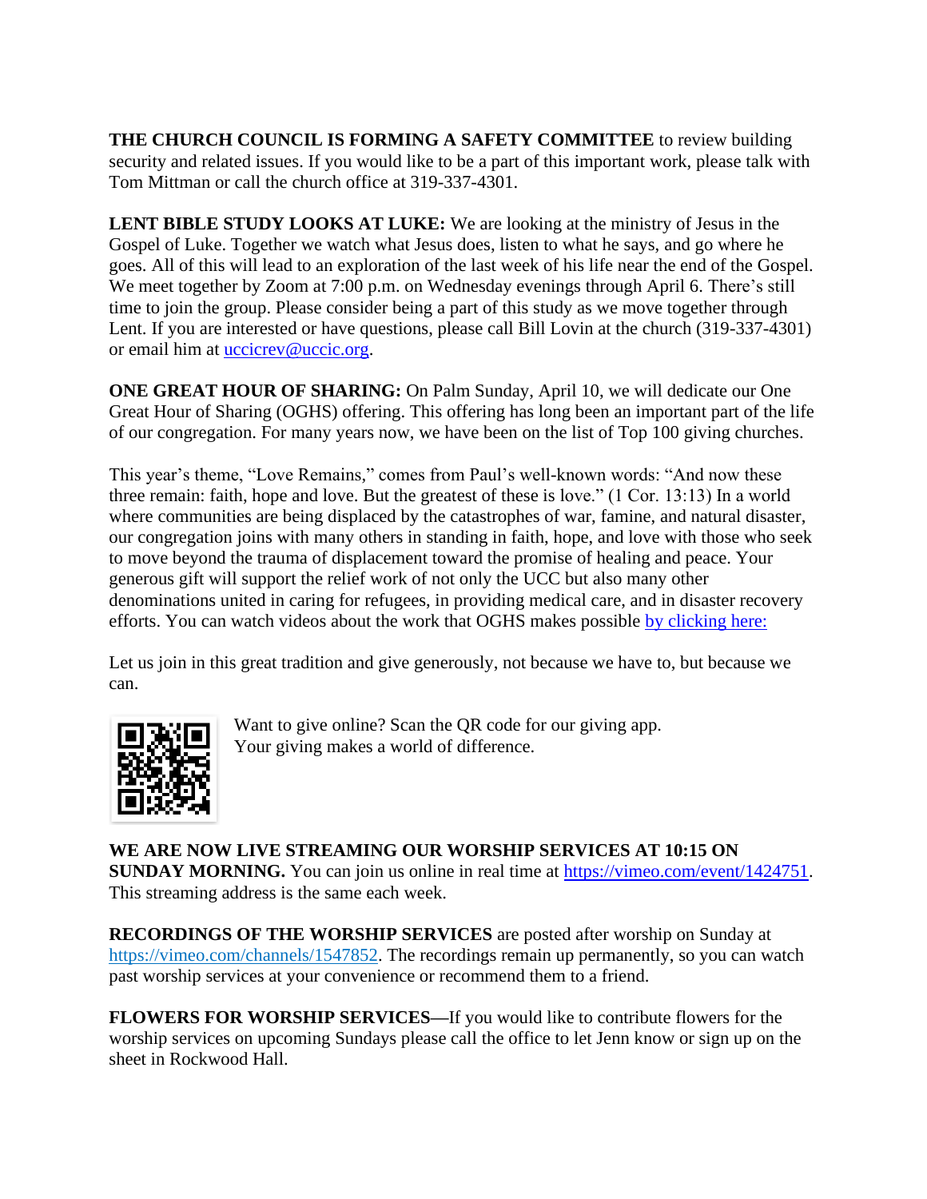**THE CHURCH COUNCIL IS FORMING A SAFETY COMMITTEE** to review building security and related issues. If you would like to be a part of this important work, please talk with Tom Mittman or call the church office at 319-337-4301.

**LENT BIBLE STUDY LOOKS AT LUKE:** We are looking at the ministry of Jesus in the Gospel of Luke. Together we watch what Jesus does, listen to what he says, and go where he goes. All of this will lead to an exploration of the last week of his life near the end of the Gospel. We meet together by Zoom at 7:00 p.m. on Wednesday evenings through April 6. There's still time to join the group. Please consider being a part of this study as we move together through Lent. If you are interested or have questions, please call Bill Lovin at the church (319-337-4301) or email him at uccicrev@uccic.org.

**ONE GREAT HOUR OF SHARING:** On Palm Sunday, April 10, we will dedicate our One Great Hour of Sharing (OGHS) offering. This offering has long been an important part of the life of our congregation. For many years now, we have been on the list of Top 100 giving churches.

This year's theme, "Love Remains," comes from Paul's well-known words: "And now these three remain: faith, hope and love. But the greatest of these is love." (1 Cor. 13:13) In a world where communities are being displaced by the catastrophes of war, famine, and natural disaster, our congregation joins with many others in standing in faith, hope, and love with those who seek to move beyond the trauma of displacement toward the promise of healing and peace. Your generous gift will support the relief work of not only the UCC but also many other denominations united in caring for refugees, in providing medical care, and in disaster recovery efforts. You can watch videos about the work that OGHS makes possible by clicking here:

Let us join in this great tradition and give generously, not because we have to, but because we can.

Want to give online? Scan the QR code for our giving app.
Your giving makes a world of difference.

**WE ARE NOW LIVE STREAMING OUR WORSHIP SERVICES AT 10:15 ON SUNDAY MORNING.** You can join us online in real time at https://vimeo.com/event/1424751. This streaming address is the same each week.

**RECORDINGS OF THE WORSHIP SERVICES** are posted after worship on Sunday at https://vimeo.com/channels/1547852. The recordings remain up permanently, so you can watch past worship services at your convenience or recommend them to a friend.

**FLOWERS FOR WORSHIP SERVICES**—If you would like to contribute flowers for the worship services on upcoming Sundays please call the office to let Jenn know or sign up on the sheet in Rockwood Hall.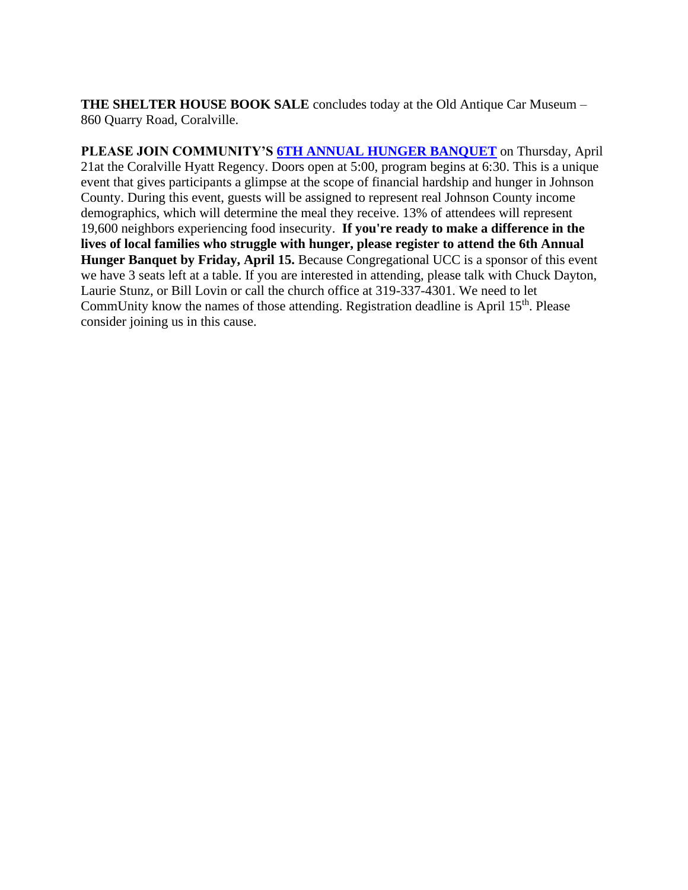**THE SHELTER HOUSE BOOK SALE** concludes today at the Old Antique Car Museum – 860 Quarry Road, Coralville.

**PLEASE JOIN COMMUNITY'S 6TH ANNUAL HUNGER BANQUET** on Thursday, April 21at the Coralville Hyatt Regency. Doors open at 5:00, program begins at 6:30. This is a unique event that gives participants a glimpse at the scope of financial hardship and hunger in Johnson County. During this event, guests will be assigned to represent real Johnson County income demographics, which will determine the meal they receive. 13% of attendees will represent 19,600 neighbors experiencing food insecurity. **If you're ready to make a difference in the lives of local families who struggle with hunger, please register to attend the 6th Annual Hunger Banquet by Friday, April 15.** Because Congregational UCC is a sponsor of this event we have 3 seats left at a table. If you are interested in attending, please talk with Chuck Dayton, Laurie Stunz, or Bill Lovin or call the church office at 319-337-4301. We need to let CommUnity know the names of those attending. Registration deadline is April 15th. Please consider joining us in this cause.